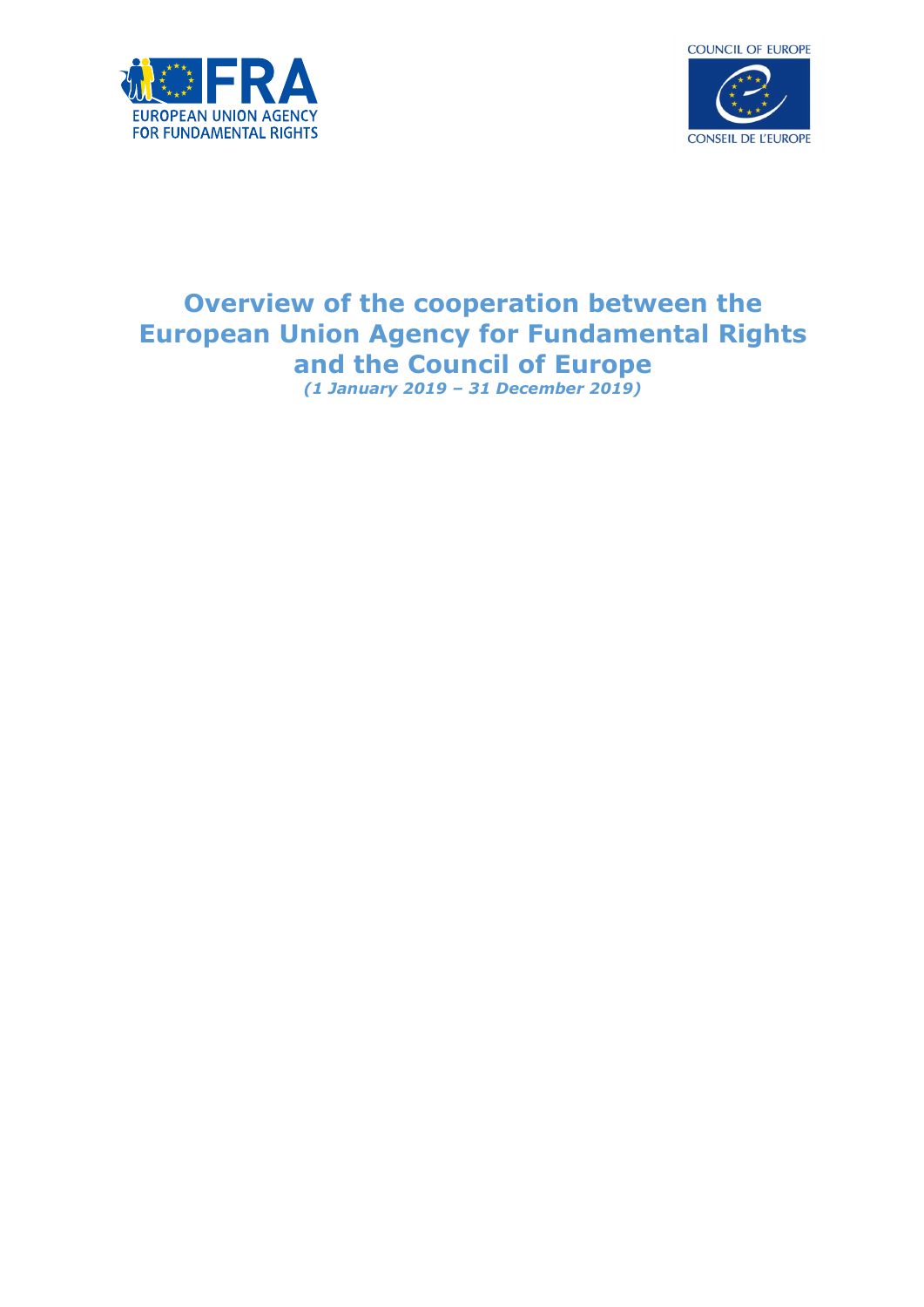# Overview of the cooperation between the European Union Agency for Fundamental Rights and the Council of Europe

***(1 January 2019 – 31 December 2019)***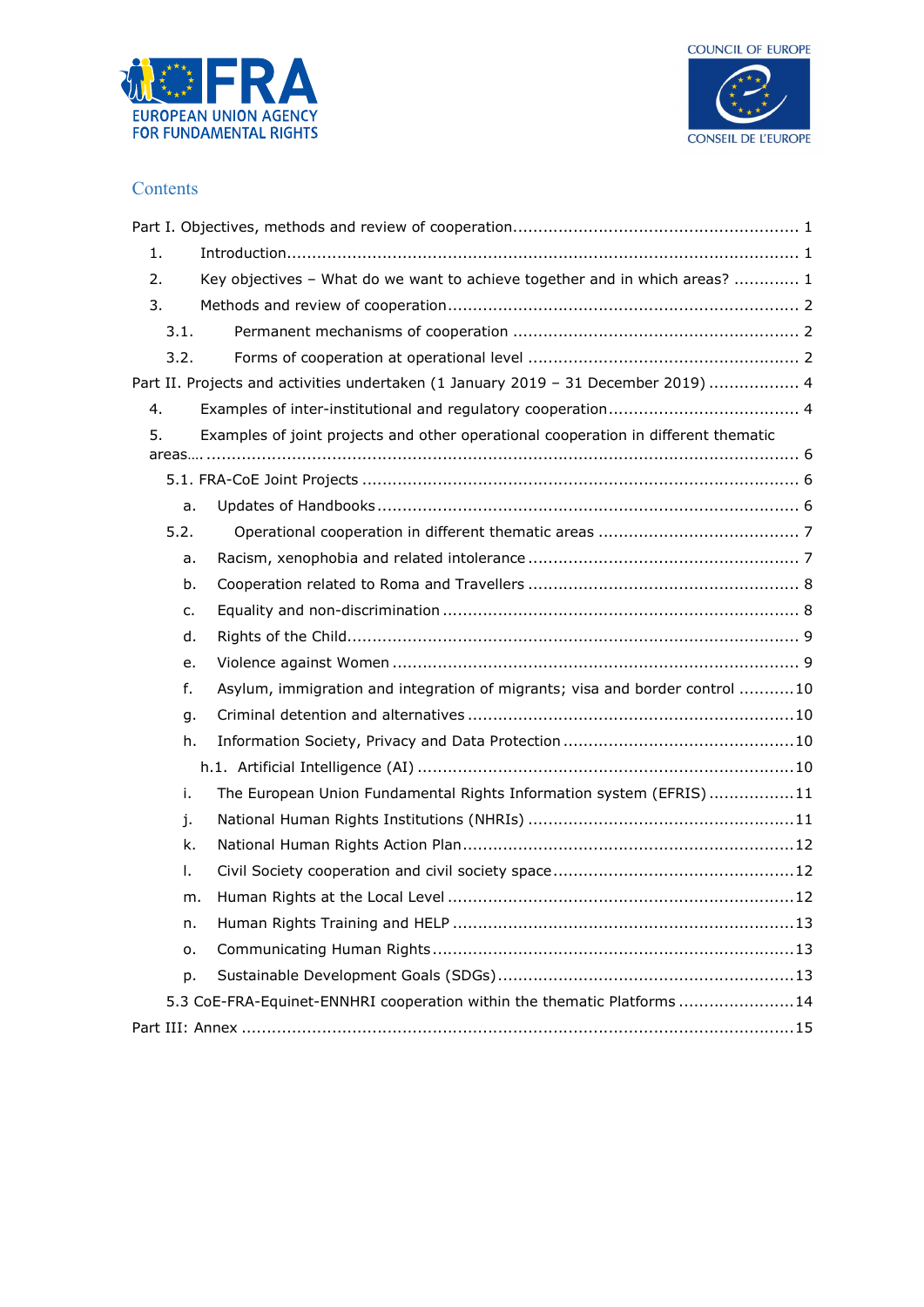## Contents

Part I. Objectives, methods and review of cooperation ........................................................ 1

1. Introduction ..................................................................................................... 1
2. Key objectives – What do we want to achieve together and in which areas? ............. 1
3. Methods and review of cooperation ..................................................................... 2
   - 3.1. Permanent mechanisms of cooperation ......................................................... 2
   - 3.2. Forms of cooperation at operational level ...................................................... 2

Part II. Projects and activities undertaken (1 January 2019 – 31 December 2019) .................. 4

4. Examples of inter-institutional and regulatory cooperation ...................................... 4
5. Examples of joint projects and other operational cooperation in different thematic areas.... ..................................................................................................................... 6
   - 5.1. FRA-CoE Joint Projects ....................................................................... 6
     - a. Updates of Handbooks ................................................................................... 6
   - 5.2. Operational cooperation in different thematic areas ........................................ 7
     - a. Racism, xenophobia and related intolerance ...................................................... 7
     - b. Cooperation related to Roma and Travellers ...................................................... 8
     - c. Equality and non-discrimination ....................................................................... 8
     - d. Rights of the Child ......................................................................................... 9
     - e. Violence against Women ................................................................................. 9
     - f. Asylum, immigration and integration of migrants; visa and border control ........... 10
     - g. Criminal detention and alternatives ................................................................. 10
     - h. Information Society, Privacy and Data Protection ............................................. 10
       - h.1. Artificial Intelligence (AI) .......................................................................... 10
     - i. The European Union Fundamental Rights Information system (EFRIS) ................. 11
     - j. National Human Rights Institutions (NHRIs) ..................................................... 11
     - k. National Human Rights Action Plan .................................................................. 12
     - l. Civil Society cooperation and civil society space ................................................ 12
     - m. Human Rights at the Local Level .................................................................... 12
     - n. Human Rights Training and HELP .................................................................... 13
     - o. Communicating Human Rights ........................................................................ 13
     - p. Sustainable Development Goals (SDGs) ........................................................... 13
   - 5.3 CoE-FRA-Equinet-ENNHRI cooperation within the thematic Platforms ....................... 14

Part III: Annex ........................................................................................................... 15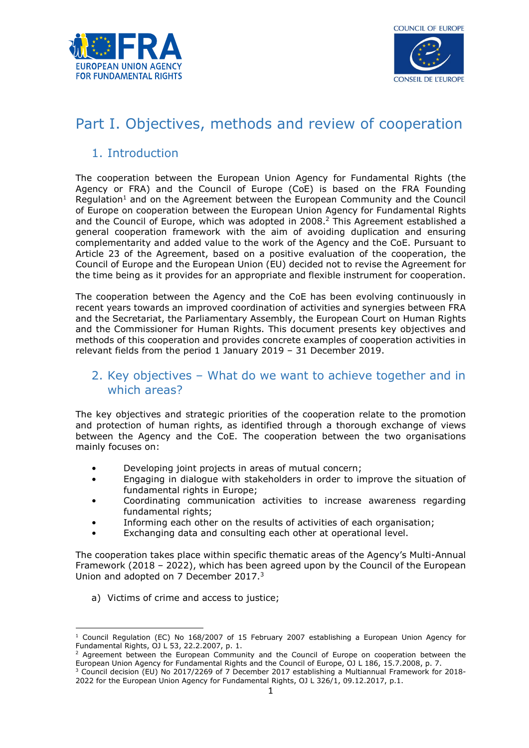# Part I. Objectives, methods and review of cooperation

## 1. Introduction

The cooperation between the European Union Agency for Fundamental Rights (the Agency or FRA) and the Council of Europe (CoE) is based on the FRA Founding Regulation[1] and on the Agreement between the European Community and the Council of Europe on cooperation between the European Union Agency for Fundamental Rights and the Council of Europe, which was adopted in 2008.[2] This Agreement established a general cooperation framework with the aim of avoiding duplication and ensuring complementarity and added value to the work of the Agency and the CoE. Pursuant to Article 23 of the Agreement, based on a positive evaluation of the cooperation, the Council of Europe and the European Union (EU) decided not to revise the Agreement for the time being as it provides for an appropriate and flexible instrument for cooperation.

The cooperation between the Agency and the CoE has been evolving continuously in recent years towards an improved coordination of activities and synergies between FRA and the Secretariat, the Parliamentary Assembly, the European Court on Human Rights and the Commissioner for Human Rights. This document presents key objectives and methods of this cooperation and provides concrete examples of cooperation activities in relevant fields from the period 1 January 2019 – 31 December 2019.

## 2. Key objectives – What do we want to achieve together and in which areas?

The key objectives and strategic priorities of the cooperation relate to the promotion and protection of human rights, as identified through a thorough exchange of views between the Agency and the CoE. The cooperation between the two organisations mainly focuses on:

- Developing joint projects in areas of mutual concern;
- Engaging in dialogue with stakeholders in order to improve the situation of fundamental rights in Europe;
- Coordinating communication activities to increase awareness regarding fundamental rights;
- Informing each other on the results of activities of each organisation;
- Exchanging data and consulting each other at operational level.

The cooperation takes place within specific thematic areas of the Agency's Multi-Annual Framework (2018 – 2022), which has been agreed upon by the Council of the European Union and adopted on 7 December 2017.[3]

a) Victims of crime and access to justice;

---

[1] Council Regulation (EC) No 168/2007 of 15 February 2007 establishing a European Union Agency for Fundamental Rights, OJ L 53, 22.2.2007, p. 1.

[2] Agreement between the European Community and the Council of Europe on cooperation between the European Union Agency for Fundamental Rights and the Council of Europe, OJ L 186, 15.7.2008, p. 7.

[3] Council decision (EU) No 2017/2269 of 7 December 2017 establishing a Multiannual Framework for 2018-2022 for the European Union Agency for Fundamental Rights, OJ L 326/1, 09.12.2017, p.1.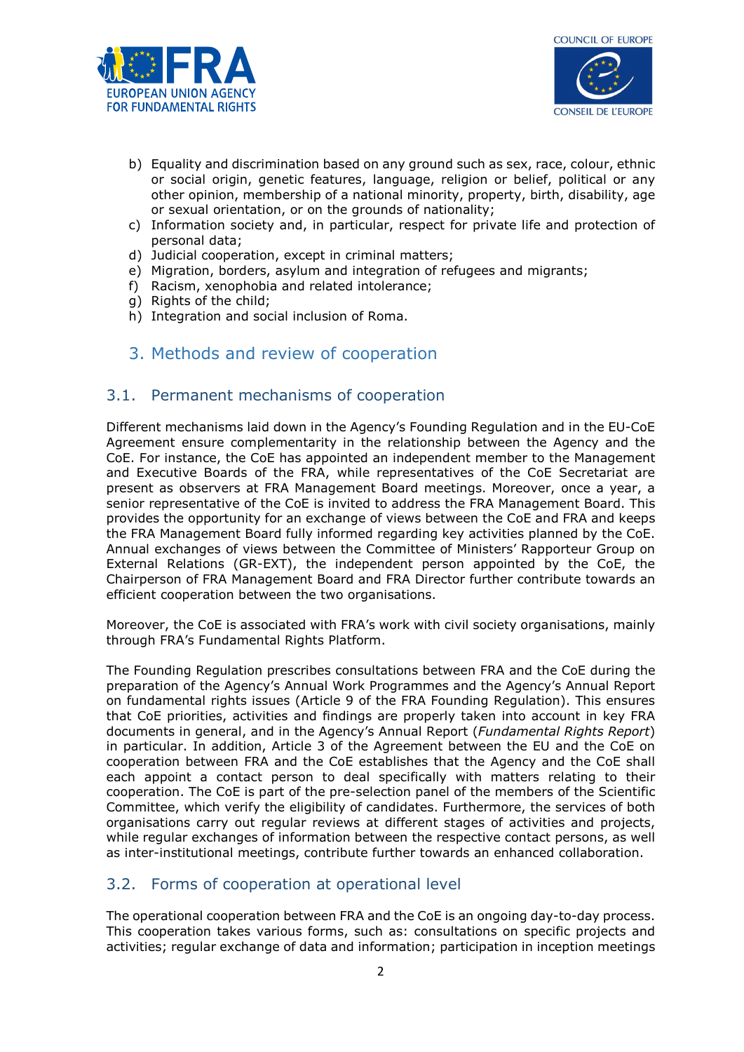b) Equality and discrimination based on any ground such as sex, race, colour, ethnic or social origin, genetic features, language, religion or belief, political or any other opinion, membership of a national minority, property, birth, disability, age or sexual orientation, or on the grounds of nationality;
c) Information society and, in particular, respect for private life and protection of personal data;
d) Judicial cooperation, except in criminal matters;
e) Migration, borders, asylum and integration of refugees and migrants;
f) Racism, xenophobia and related intolerance;
g) Rights of the child;
h) Integration and social inclusion of Roma.

# 3. Methods and review of cooperation

## 3.1. Permanent mechanisms of cooperation

Different mechanisms laid down in the Agency's Founding Regulation and in the EU-CoE Agreement ensure complementarity in the relationship between the Agency and the CoE. For instance, the CoE has appointed an independent member to the Management and Executive Boards of the FRA, while representatives of the CoE Secretariat are present as observers at FRA Management Board meetings. Moreover, once a year, a senior representative of the CoE is invited to address the FRA Management Board. This provides the opportunity for an exchange of views between the CoE and FRA and keeps the FRA Management Board fully informed regarding key activities planned by the CoE. Annual exchanges of views between the Committee of Ministers' Rapporteur Group on External Relations (GR-EXT), the independent person appointed by the CoE, the Chairperson of FRA Management Board and FRA Director further contribute towards an efficient cooperation between the two organisations.

Moreover, the CoE is associated with FRA's work with civil society organisations, mainly through FRA's Fundamental Rights Platform.

The Founding Regulation prescribes consultations between FRA and the CoE during the preparation of the Agency's Annual Work Programmes and the Agency's Annual Report on fundamental rights issues (Article 9 of the FRA Founding Regulation). This ensures that CoE priorities, activities and findings are properly taken into account in key FRA documents in general, and in the Agency's Annual Report (*Fundamental Rights Report*) in particular. In addition, Article 3 of the Agreement between the EU and the CoE on cooperation between FRA and the CoE establishes that the Agency and the CoE shall each appoint a contact person to deal specifically with matters relating to their cooperation. The CoE is part of the pre-selection panel of the members of the Scientific Committee, which verify the eligibility of candidates. Furthermore, the services of both organisations carry out regular reviews at different stages of activities and projects, while regular exchanges of information between the respective contact persons, as well as inter-institutional meetings, contribute further towards an enhanced collaboration.

## 3.2. Forms of cooperation at operational level

The operational cooperation between FRA and the CoE is an ongoing day-to-day process. This cooperation takes various forms, such as: consultations on specific projects and activities; regular exchange of data and information; participation in inception meetings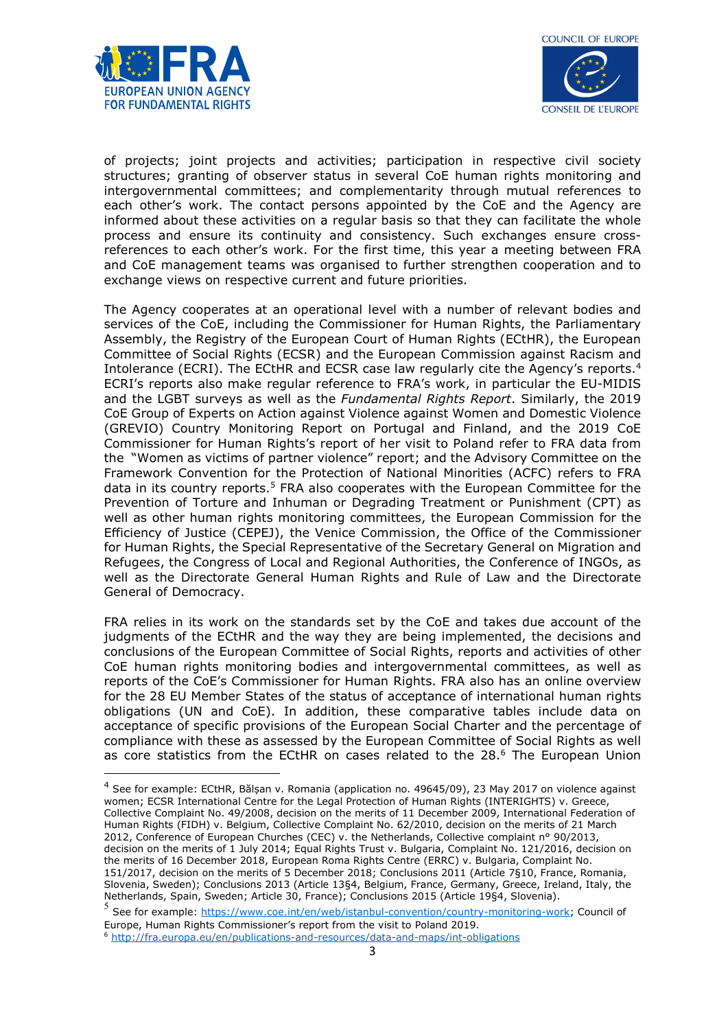of projects; joint projects and activities; participation in respective civil society structures; granting of observer status in several CoE human rights monitoring and intergovernmental committees; and complementarity through mutual references to each other's work. The contact persons appointed by the CoE and the Agency are informed about these activities on a regular basis so that they can facilitate the whole process and ensure its continuity and consistency. Such exchanges ensure cross-references to each other's work. For the first time, this year a meeting between FRA and CoE management teams was organised to further strengthen cooperation and to exchange views on respective current and future priorities.

The Agency cooperates at an operational level with a number of relevant bodies and services of the CoE, including the Commissioner for Human Rights, the Parliamentary Assembly, the Registry of the European Court of Human Rights (ECtHR), the European Committee of Social Rights (ECSR) and the European Commission against Racism and Intolerance (ECRI). The ECtHR and ECSR case law regularly cite the Agency's reports.[4] ECRI's reports also make regular reference to FRA's work, in particular the EU-MIDIS and the LGBT surveys as well as the *Fundamental Rights Report*. Similarly, the 2019 CoE Group of Experts on Action against Violence against Women and Domestic Violence (GREVIO) Country Monitoring Report on Portugal and Finland, and the 2019 CoE Commissioner for Human Rights's report of her visit to Poland refer to FRA data from the "Women as victims of partner violence" report; and the Advisory Committee on the Framework Convention for the Protection of National Minorities (ACFC) refers to FRA data in its country reports.[5] FRA also cooperates with the European Committee for the Prevention of Torture and Inhuman or Degrading Treatment or Punishment (CPT) as well as other human rights monitoring committees, the European Commission for the Efficiency of Justice (CEPEJ), the Venice Commission, the Office of the Commissioner for Human Rights, the Special Representative of the Secretary General on Migration and Refugees, the Congress of Local and Regional Authorities, the Conference of INGOs, as well as the Directorate General Human Rights and Rule of Law and the Directorate General of Democracy.

FRA relies in its work on the standards set by the CoE and takes due account of the judgments of the ECtHR and the way they are being implemented, the decisions and conclusions of the European Committee of Social Rights, reports and activities of other CoE human rights monitoring bodies and intergovernmental committees, as well as reports of the CoE's Commissioner for Human Rights. FRA also has an online overview for the 28 EU Member States of the status of acceptance of international human rights obligations (UN and CoE). In addition, these comparative tables include data on acceptance of specific provisions of the European Social Charter and the percentage of compliance with these as assessed by the European Committee of Social Rights as well as core statistics from the ECtHR on cases related to the 28.[6] The European Union

---

[4] See for example: ECtHR, Bălșan v. Romania (application no. 49645/09), 23 May 2017 on violence against women; ECSR International Centre for the Legal Protection of Human Rights (INTERIGHTS) v. Greece, Collective Complaint No. 49/2008, decision on the merits of 11 December 2009, International Federation of Human Rights (FIDH) v. Belgium, Collective Complaint No. 62/2010, decision on the merits of 21 March 2012, Conference of European Churches (CEC) v. the Netherlands, Collective complaint n° 90/2013, decision on the merits of 1 July 2014; Equal Rights Trust v. Bulgaria, Complaint No. 121/2016, decision on the merits of 16 December 2018, European Roma Rights Centre (ERRC) v. Bulgaria, Complaint No. 151/2017, decision on the merits of 5 December 2018; Conclusions 2011 (Article 7§10, France, Romania, Slovenia, Sweden); Conclusions 2013 (Article 13§4, Belgium, France, Germany, Greece, Ireland, Italy, the Netherlands, Spain, Sweden; Article 30, France); Conclusions 2015 (Article 19§4, Slovenia).

[5] See for example: https://www.coe.int/en/web/istanbul-convention/country-monitoring-work; Council of Europe, Human Rights Commissioner's report from the visit to Poland 2019.

[6] http://fra.europa.eu/en/publications-and-resources/data-and-maps/int-obligations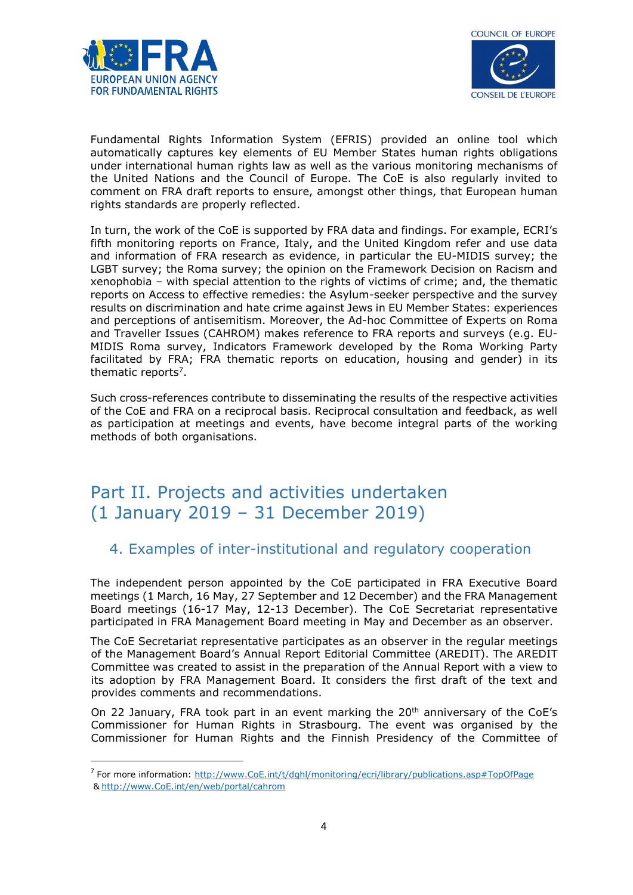Fundamental Rights Information System (EFRIS) provided an online tool which automatically captures key elements of EU Member States human rights obligations under international human rights law as well as the various monitoring mechanisms of the United Nations and the Council of Europe. The CoE is also regularly invited to comment on FRA draft reports to ensure, amongst other things, that European human rights standards are properly reflected.

In turn, the work of the CoE is supported by FRA data and findings. For example, ECRI's fifth monitoring reports on France, Italy, and the United Kingdom refer and use data and information of FRA research as evidence, in particular the EU-MIDIS survey; the LGBT survey; the Roma survey; the opinion on the Framework Decision on Racism and xenophobia – with special attention to the rights of victims of crime; and, the thematic reports on Access to effective remedies: the Asylum-seeker perspective and the survey results on discrimination and hate crime against Jews in EU Member States: experiences and perceptions of antisemitism. Moreover, the Ad-hoc Committee of Experts on Roma and Traveller Issues (CAHROM) makes reference to FRA reports and surveys (e.g. EU-MIDIS Roma survey, Indicators Framework developed by the Roma Working Party facilitated by FRA; FRA thematic reports on education, housing and gender) in its thematic reports[7].

Such cross-references contribute to disseminating the results of the respective activities of the CoE and FRA on a reciprocal basis. Reciprocal consultation and feedback, as well as participation at meetings and events, have become integral parts of the working methods of both organisations.

# Part II. Projects and activities undertaken (1 January 2019 – 31 December 2019)

## 4. Examples of inter-institutional and regulatory cooperation

The independent person appointed by the CoE participated in FRA Executive Board meetings (1 March, 16 May, 27 September and 12 December) and the FRA Management Board meetings (16-17 May, 12-13 December). The CoE Secretariat representative participated in FRA Management Board meeting in May and December as an observer.

The CoE Secretariat representative participates as an observer in the regular meetings of the Management Board's Annual Report Editorial Committee (AREDIT). The AREDIT Committee was created to assist in the preparation of the Annual Report with a view to its adoption by FRA Management Board. It considers the first draft of the text and provides comments and recommendations.

On 22 January, FRA took part in an event marking the 20th anniversary of the CoE's Commissioner for Human Rights in Strasbourg. The event was organised by the Commissioner for Human Rights and the Finnish Presidency of the Committee of

[7] For more information: http://www.CoE.int/t/dghl/monitoring/ecri/library/publications.asp#TopOfPage & http://www.CoE.int/en/web/portal/cahrom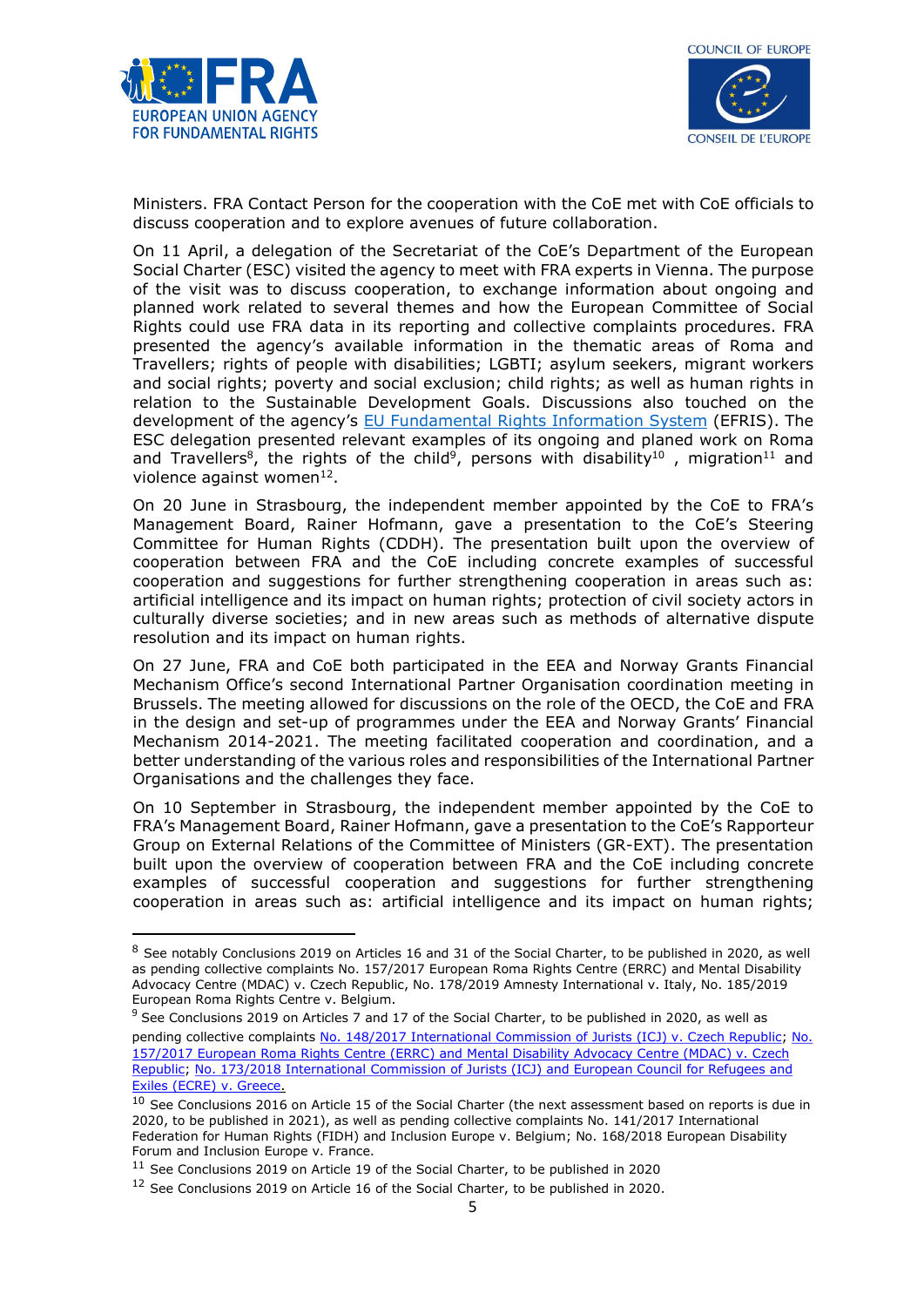Ministers. FRA Contact Person for the cooperation with the CoE met with CoE officials to discuss cooperation and to explore avenues of future collaboration.

On 11 April, a delegation of the Secretariat of the CoE's Department of the European Social Charter (ESC) visited the agency to meet with FRA experts in Vienna. The purpose of the visit was to discuss cooperation, to exchange information about ongoing and planned work related to several themes and how the European Committee of Social Rights could use FRA data in its reporting and collective complaints procedures. FRA presented the agency's available information in the thematic areas of Roma and Travellers; rights of people with disabilities; LGBTI; asylum seekers, migrant workers and social rights; poverty and social exclusion; child rights; as well as human rights in relation to the Sustainable Development Goals. Discussions also touched on the development of the agency's EU Fundamental Rights Information System (EFRIS). The ESC delegation presented relevant examples of its ongoing and planed work on Roma and Travellers[8], the rights of the child[9], persons with disability[10] , migration[11] and violence against women[12].

On 20 June in Strasbourg, the independent member appointed by the CoE to FRA's Management Board, Rainer Hofmann, gave a presentation to the CoE's Steering Committee for Human Rights (CDDH). The presentation built upon the overview of cooperation between FRA and the CoE including concrete examples of successful cooperation and suggestions for further strengthening cooperation in areas such as: artificial intelligence and its impact on human rights; protection of civil society actors in culturally diverse societies; and in new areas such as methods of alternative dispute resolution and its impact on human rights.

On 27 June, FRA and CoE both participated in the EEA and Norway Grants Financial Mechanism Office's second International Partner Organisation coordination meeting in Brussels. The meeting allowed for discussions on the role of the OECD, the CoE and FRA in the design and set-up of programmes under the EEA and Norway Grants' Financial Mechanism 2014-2021. The meeting facilitated cooperation and coordination, and a better understanding of the various roles and responsibilities of the International Partner Organisations and the challenges they face.

On 10 September in Strasbourg, the independent member appointed by the CoE to FRA's Management Board, Rainer Hofmann, gave a presentation to the CoE's Rapporteur Group on External Relations of the Committee of Ministers (GR-EXT). The presentation built upon the overview of cooperation between FRA and the CoE including concrete examples of successful cooperation and suggestions for further strengthening cooperation in areas such as: artificial intelligence and its impact on human rights;

---

[8] See notably Conclusions 2019 on Articles 16 and 31 of the Social Charter, to be published in 2020, as well as pending collective complaints No. 157/2017 European Roma Rights Centre (ERRC) and Mental Disability Advocacy Centre (MDAC) v. Czech Republic, No. 178/2019 Amnesty International v. Italy, No. 185/2019 European Roma Rights Centre v. Belgium.

[9] See Conclusions 2019 on Articles 7 and 17 of the Social Charter, to be published in 2020, as well as pending collective complaints No. 148/2017 International Commission of Jurists (ICJ) v. Czech Republic; No. 157/2017 European Roma Rights Centre (ERRC) and Mental Disability Advocacy Centre (MDAC) v. Czech Republic; No. 173/2018 International Commission of Jurists (ICJ) and European Council for Refugees and Exiles (ECRE) v. Greece.

[10] See Conclusions 2016 on Article 15 of the Social Charter (the next assessment based on reports is due in 2020, to be published in 2021), as well as pending collective complaints No. 141/2017 International Federation for Human Rights (FIDH) and Inclusion Europe v. Belgium; No. 168/2018 European Disability Forum and Inclusion Europe v. France.

[11] See Conclusions 2019 on Article 19 of the Social Charter, to be published in 2020

[12] See Conclusions 2019 on Article 16 of the Social Charter, to be published in 2020.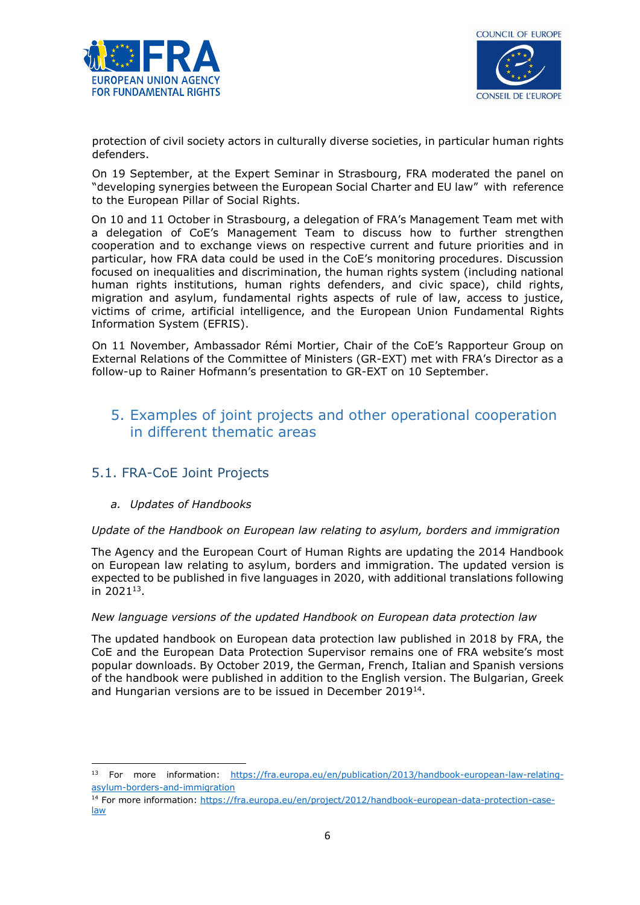protection of civil society actors in culturally diverse societies, in particular human rights defenders.

On 19 September, at the Expert Seminar in Strasbourg, FRA moderated the panel on "developing synergies between the European Social Charter and EU law" with reference to the European Pillar of Social Rights.

On 10 and 11 October in Strasbourg, a delegation of FRA's Management Team met with a delegation of CoE's Management Team to discuss how to further strengthen cooperation and to exchange views on respective current and future priorities and in particular, how FRA data could be used in the CoE's monitoring procedures. Discussion focused on inequalities and discrimination, the human rights system (including national human rights institutions, human rights defenders, and civic space), child rights, migration and asylum, fundamental rights aspects of rule of law, access to justice, victims of crime, artificial intelligence, and the European Union Fundamental Rights Information System (EFRIS).

On 11 November, Ambassador Rémi Mortier, Chair of the CoE's Rapporteur Group on External Relations of the Committee of Ministers (GR-EXT) met with FRA's Director as a follow-up to Rainer Hofmann's presentation to GR-EXT on 10 September.

## 5. Examples of joint projects and other operational cooperation in different thematic areas

### 5.1. FRA-CoE Joint Projects

*a. Updates of Handbooks*

*Update of the Handbook on European law relating to asylum, borders and immigration*

The Agency and the European Court of Human Rights are updating the 2014 Handbook on European law relating to asylum, borders and immigration. The updated version is expected to be published in five languages in 2020, with additional translations following in 2021[13].

*New language versions of the updated Handbook on European data protection law*

The updated handbook on European data protection law published in 2018 by FRA, the CoE and the European Data Protection Supervisor remains one of FRA website's most popular downloads. By October 2019, the German, French, Italian and Spanish versions of the handbook were published in addition to the English version. The Bulgarian, Greek and Hungarian versions are to be issued in December 2019[14].

---

[13] For more information: https://fra.europa.eu/en/publication/2013/handbook-european-law-relating-asylum-borders-and-immigration

[14] For more information: https://fra.europa.eu/en/project/2012/handbook-european-data-protection-case-law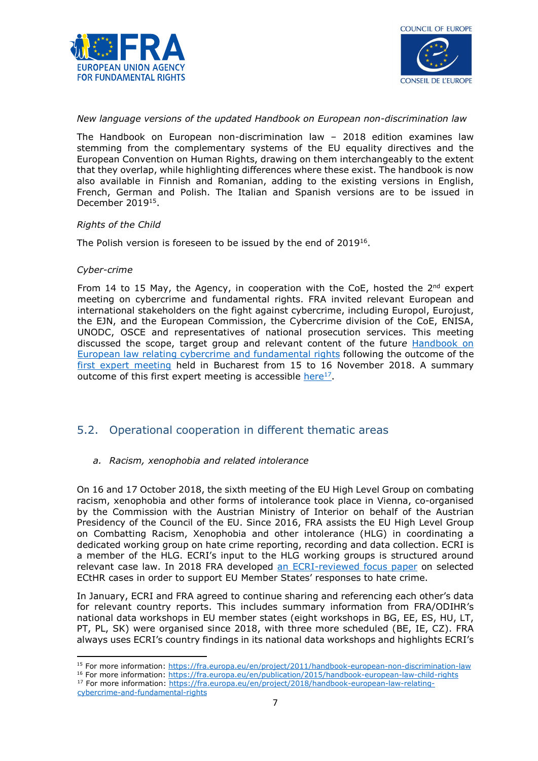*New language versions of the updated Handbook on European non-discrimination law*

The Handbook on European non-discrimination law – 2018 edition examines law stemming from the complementary systems of the EU equality directives and the European Convention on Human Rights, drawing on them interchangeably to the extent that they overlap, while highlighting differences where these exist. The handbook is now also available in Finnish and Romanian, adding to the existing versions in English, French, German and Polish. The Italian and Spanish versions are to be issued in December 2019[15].

*Rights of the Child*

The Polish version is foreseen to be issued by the end of 2019[16].

*Cyber-crime*

From 14 to 15 May, the Agency, in cooperation with the CoE, hosted the 2nd expert meeting on cybercrime and fundamental rights. FRA invited relevant European and international stakeholders on the fight against cybercrime, including Europol, Eurojust, the EJN, and the European Commission, the Cybercrime division of the CoE, ENISA, UNODC, OSCE and representatives of national prosecution services. This meeting discussed the scope, target group and relevant content of the future Handbook on European law relating cybercrime and fundamental rights following the outcome of the first expert meeting held in Bucharest from 15 to 16 November 2018. A summary outcome of this first expert meeting is accessible here[17].

## 5.2. Operational cooperation in different thematic areas

*a. Racism, xenophobia and related intolerance*

On 16 and 17 October 2018, the sixth meeting of the EU High Level Group on combating racism, xenophobia and other forms of intolerance took place in Vienna, co-organised by the Commission with the Austrian Ministry of Interior on behalf of the Austrian Presidency of the Council of the EU. Since 2016, FRA assists the EU High Level Group on Combatting Racism, Xenophobia and other intolerance (HLG) in coordinating a dedicated working group on hate crime reporting, recording and data collection. ECRI is a member of the HLG. ECRI's input to the HLG working groups is structured around relevant case law. In 2018 FRA developed an ECRI-reviewed focus paper on selected ECtHR cases in order to support EU Member States' responses to hate crime.

In January, ECRI and FRA agreed to continue sharing and referencing each other's data for relevant country reports. This includes summary information from FRA/ODIHR's national data workshops in EU member states (eight workshops in BG, EE, ES, HU, LT, PT, PL, SK) were organised since 2018, with three more scheduled (BE, IE, CZ). FRA always uses ECRI's country findings in its national data workshops and highlights ECRI's

---

[15] For more information: https://fra.europa.eu/en/project/2011/handbook-european-non-discrimination-law

[16] For more information: https://fra.europa.eu/en/publication/2015/handbook-european-law-child-rights

[17] For more information: https://fra.europa.eu/en/project/2018/handbook-european-law-relating-cybercrime-and-fundamental-rights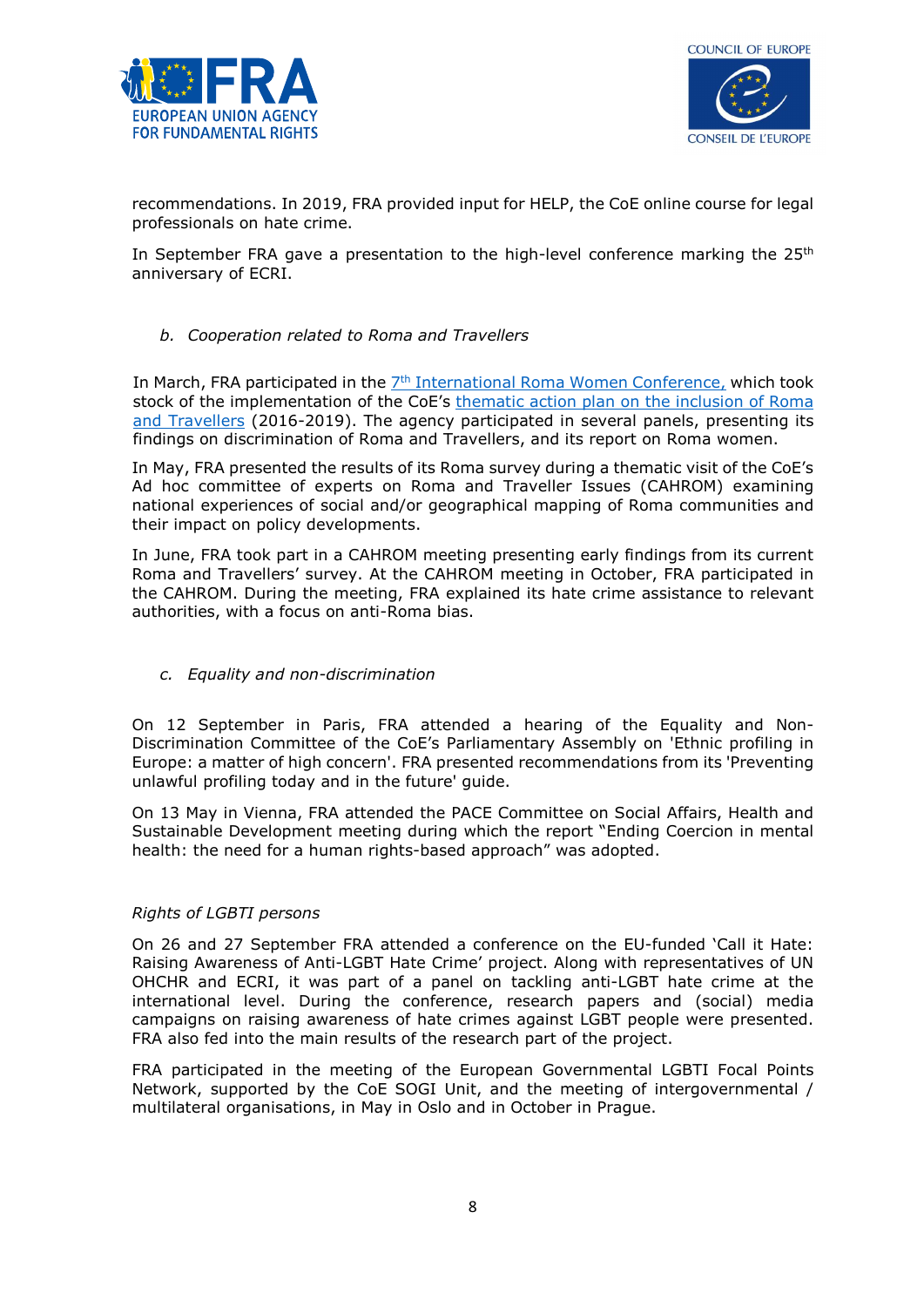recommendations. In 2019, FRA provided input for HELP, the CoE online course for legal professionals on hate crime.

In September FRA gave a presentation to the high-level conference marking the 25th anniversary of ECRI.

### *b. Cooperation related to Roma and Travellers*

In March, FRA participated in the [7th International Roma Women Conference,](#) which took stock of the implementation of the CoE's [thematic action plan on the inclusion of Roma and Travellers](#) (2016-2019). The agency participated in several panels, presenting its findings on discrimination of Roma and Travellers, and its report on Roma women.

In May, FRA presented the results of its Roma survey during a thematic visit of the CoE's Ad hoc committee of experts on Roma and Traveller Issues (CAHROM) examining national experiences of social and/or geographical mapping of Roma communities and their impact on policy developments.

In June, FRA took part in a CAHROM meeting presenting early findings from its current Roma and Travellers' survey. At the CAHROM meeting in October, FRA participated in the CAHROM. During the meeting, FRA explained its hate crime assistance to relevant authorities, with a focus on anti-Roma bias.

### *c. Equality and non-discrimination*

On 12 September in Paris, FRA attended a hearing of the Equality and Non-Discrimination Committee of the CoE's Parliamentary Assembly on 'Ethnic profiling in Europe: a matter of high concern'. FRA presented recommendations from its 'Preventing unlawful profiling today and in the future' guide.

On 13 May in Vienna, FRA attended the PACE Committee on Social Affairs, Health and Sustainable Development meeting during which the report "Ending Coercion in mental health: the need for a human rights-based approach" was adopted.

#### *Rights of LGBTI persons*

On 26 and 27 September FRA attended a conference on the EU-funded 'Call it Hate: Raising Awareness of Anti-LGBT Hate Crime' project. Along with representatives of UN OHCHR and ECRI, it was part of a panel on tackling anti-LGBT hate crime at the international level. During the conference, research papers and (social) media campaigns on raising awareness of hate crimes against LGBT people were presented. FRA also fed into the main results of the research part of the project.

FRA participated in the meeting of the European Governmental LGBTI Focal Points Network, supported by the CoE SOGI Unit, and the meeting of intergovernmental / multilateral organisations, in May in Oslo and in October in Prague.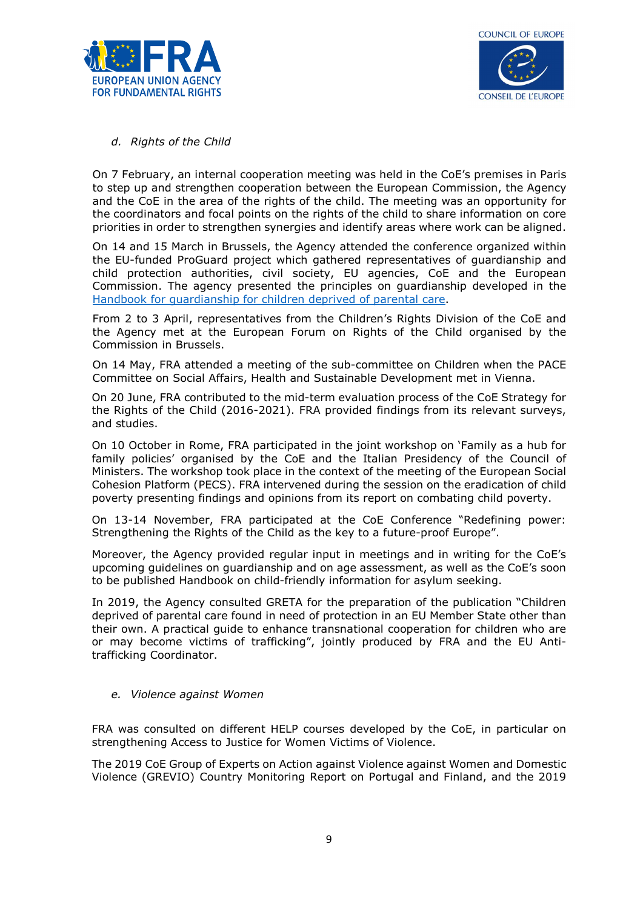*d. Rights of the Child*

On 7 February, an internal cooperation meeting was held in the CoE's premises in Paris to step up and strengthen cooperation between the European Commission, the Agency and the CoE in the area of the rights of the child. The meeting was an opportunity for the coordinators and focal points on the rights of the child to share information on core priorities in order to strengthen synergies and identify areas where work can be aligned.

On 14 and 15 March in Brussels, the Agency attended the conference organized within the EU-funded ProGuard project which gathered representatives of guardianship and child protection authorities, civil society, EU agencies, CoE and the European Commission. The agency presented the principles on guardianship developed in the Handbook for guardianship for children deprived of parental care.

From 2 to 3 April, representatives from the Children's Rights Division of the CoE and the Agency met at the European Forum on Rights of the Child organised by the Commission in Brussels.

On 14 May, FRA attended a meeting of the sub-committee on Children when the PACE Committee on Social Affairs, Health and Sustainable Development met in Vienna.

On 20 June, FRA contributed to the mid-term evaluation process of the CoE Strategy for the Rights of the Child (2016-2021). FRA provided findings from its relevant surveys, and studies.

On 10 October in Rome, FRA participated in the joint workshop on 'Family as a hub for family policies' organised by the CoE and the Italian Presidency of the Council of Ministers. The workshop took place in the context of the meeting of the European Social Cohesion Platform (PECS). FRA intervened during the session on the eradication of child poverty presenting findings and opinions from its report on combating child poverty.

On 13-14 November, FRA participated at the CoE Conference "Redefining power: Strengthening the Rights of the Child as the key to a future-proof Europe".

Moreover, the Agency provided regular input in meetings and in writing for the CoE's upcoming guidelines on guardianship and on age assessment, as well as the CoE's soon to be published Handbook on child-friendly information for asylum seeking.

In 2019, the Agency consulted GRETA for the preparation of the publication "Children deprived of parental care found in need of protection in an EU Member State other than their own. A practical guide to enhance transnational cooperation for children who are or may become victims of trafficking", jointly produced by FRA and the EU Anti-trafficking Coordinator.

*e. Violence against Women*

FRA was consulted on different HELP courses developed by the CoE, in particular on strengthening Access to Justice for Women Victims of Violence.

The 2019 CoE Group of Experts on Action against Violence against Women and Domestic Violence (GREVIO) Country Monitoring Report on Portugal and Finland, and the 2019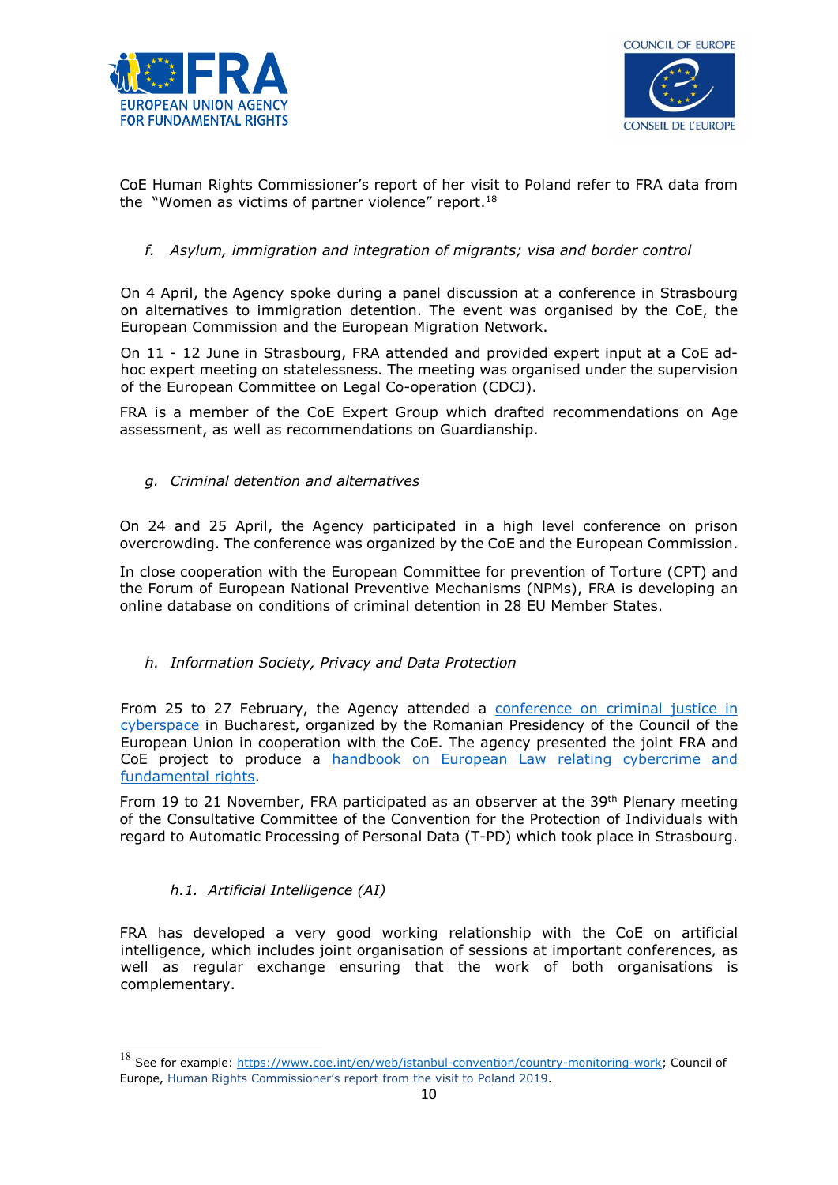CoE Human Rights Commissioner's report of her visit to Poland refer to FRA data from the "Women as victims of partner violence" report.[18]

### *f. Asylum, immigration and integration of migrants; visa and border control*

On 4 April, the Agency spoke during a panel discussion at a conference in Strasbourg on alternatives to immigration detention. The event was organised by the CoE, the European Commission and the European Migration Network.

On 11 - 12 June in Strasbourg, FRA attended and provided expert input at a CoE ad-hoc expert meeting on statelessness. The meeting was organised under the supervision of the European Committee on Legal Co-operation (CDCJ).

FRA is a member of the CoE Expert Group which drafted recommendations on Age assessment, as well as recommendations on Guardianship.

### *g. Criminal detention and alternatives*

On 24 and 25 April, the Agency participated in a high level conference on prison overcrowding. The conference was organized by the CoE and the European Commission.

In close cooperation with the European Committee for prevention of Torture (CPT) and the Forum of European National Preventive Mechanisms (NPMs), FRA is developing an online database on conditions of criminal detention in 28 EU Member States.

### *h. Information Society, Privacy and Data Protection*

From 25 to 27 February, the Agency attended a conference on criminal justice in cyberspace in Bucharest, organized by the Romanian Presidency of the Council of the European Union in cooperation with the CoE. The agency presented the joint FRA and CoE project to produce a handbook on European Law relating cybercrime and fundamental rights.

From 19 to 21 November, FRA participated as an observer at the 39th Plenary meeting of the Consultative Committee of the Convention for the Protection of Individuals with regard to Automatic Processing of Personal Data (T-PD) which took place in Strasbourg.

#### *h.1. Artificial Intelligence (AI)*

FRA has developed a very good working relationship with the CoE on artificial intelligence, which includes joint organisation of sessions at important conferences, as well as regular exchange ensuring that the work of both organisations is complementary.

---

[18] See for example: https://www.coe.int/en/web/istanbul-convention/country-monitoring-work; Council of Europe, Human Rights Commissioner's report from the visit to Poland 2019.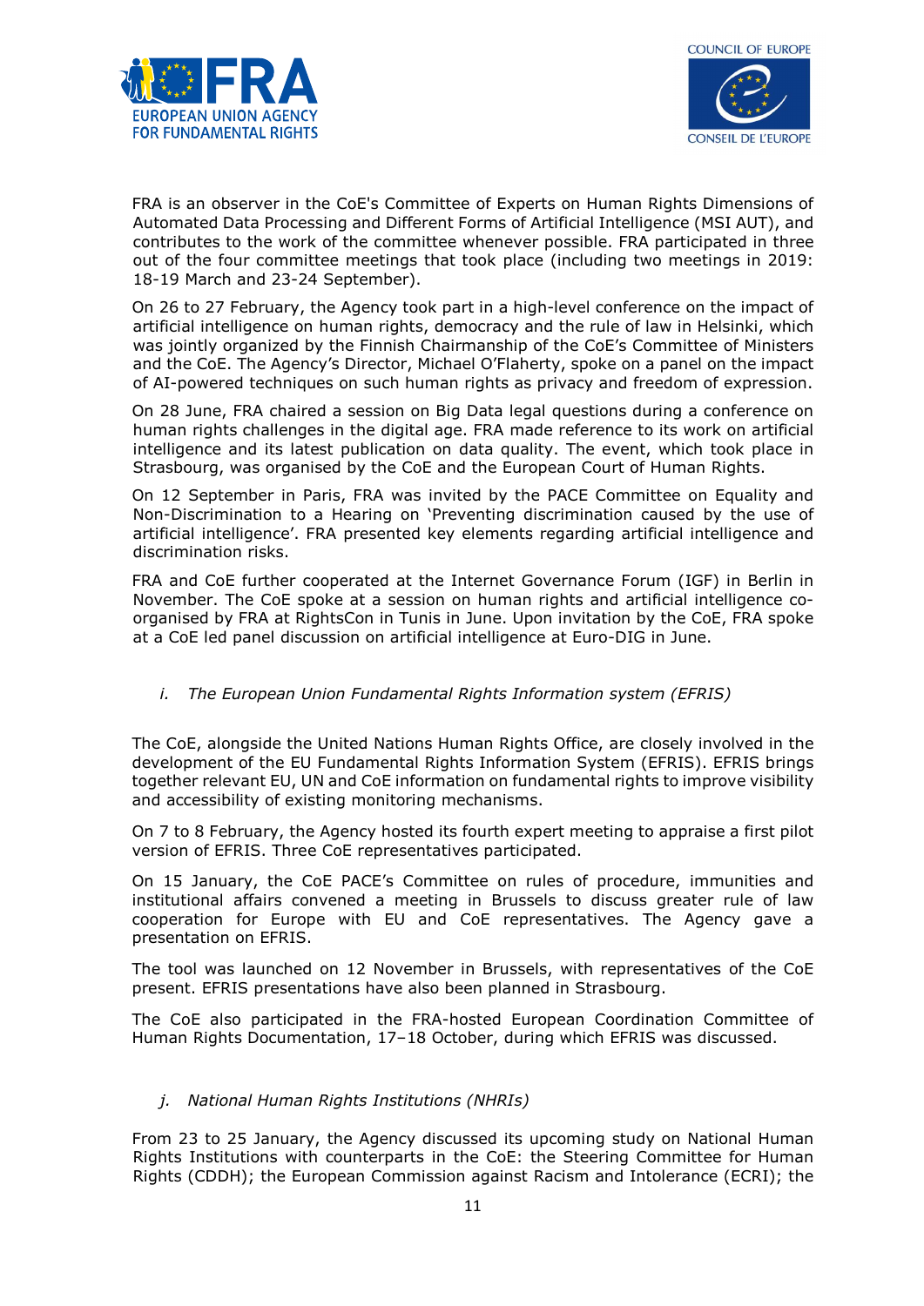FRA is an observer in the CoE's Committee of Experts on Human Rights Dimensions of Automated Data Processing and Different Forms of Artificial Intelligence (MSI AUT), and contributes to the work of the committee whenever possible. FRA participated in three out of the four committee meetings that took place (including two meetings in 2019: 18-19 March and 23-24 September).

On 26 to 27 February, the Agency took part in a high-level conference on the impact of artificial intelligence on human rights, democracy and the rule of law in Helsinki, which was jointly organized by the Finnish Chairmanship of the CoE's Committee of Ministers and the CoE. The Agency's Director, Michael O'Flaherty, spoke on a panel on the impact of AI-powered techniques on such human rights as privacy and freedom of expression.

On 28 June, FRA chaired a session on Big Data legal questions during a conference on human rights challenges in the digital age. FRA made reference to its work on artificial intelligence and its latest publication on data quality. The event, which took place in Strasbourg, was organised by the CoE and the European Court of Human Rights.

On 12 September in Paris, FRA was invited by the PACE Committee on Equality and Non-Discrimination to a Hearing on 'Preventing discrimination caused by the use of artificial intelligence'. FRA presented key elements regarding artificial intelligence and discrimination risks.

FRA and CoE further cooperated at the Internet Governance Forum (IGF) in Berlin in November. The CoE spoke at a session on human rights and artificial intelligence co-organised by FRA at RightsCon in Tunis in June. Upon invitation by the CoE, FRA spoke at a CoE led panel discussion on artificial intelligence at Euro-DIG in June.

### *i. The European Union Fundamental Rights Information system (EFRIS)*

The CoE, alongside the United Nations Human Rights Office, are closely involved in the development of the EU Fundamental Rights Information System (EFRIS). EFRIS brings together relevant EU, UN and CoE information on fundamental rights to improve visibility and accessibility of existing monitoring mechanisms.

On 7 to 8 February, the Agency hosted its fourth expert meeting to appraise a first pilot version of EFRIS. Three CoE representatives participated.

On 15 January, the CoE PACE's Committee on rules of procedure, immunities and institutional affairs convened a meeting in Brussels to discuss greater rule of law cooperation for Europe with EU and CoE representatives. The Agency gave a presentation on EFRIS.

The tool was launched on 12 November in Brussels, with representatives of the CoE present. EFRIS presentations have also been planned in Strasbourg.

The CoE also participated in the FRA-hosted European Coordination Committee of Human Rights Documentation, 17–18 October, during which EFRIS was discussed.

### *j. National Human Rights Institutions (NHRIs)*

From 23 to 25 January, the Agency discussed its upcoming study on National Human Rights Institutions with counterparts in the CoE: the Steering Committee for Human Rights (CDDH); the European Commission against Racism and Intolerance (ECRI); the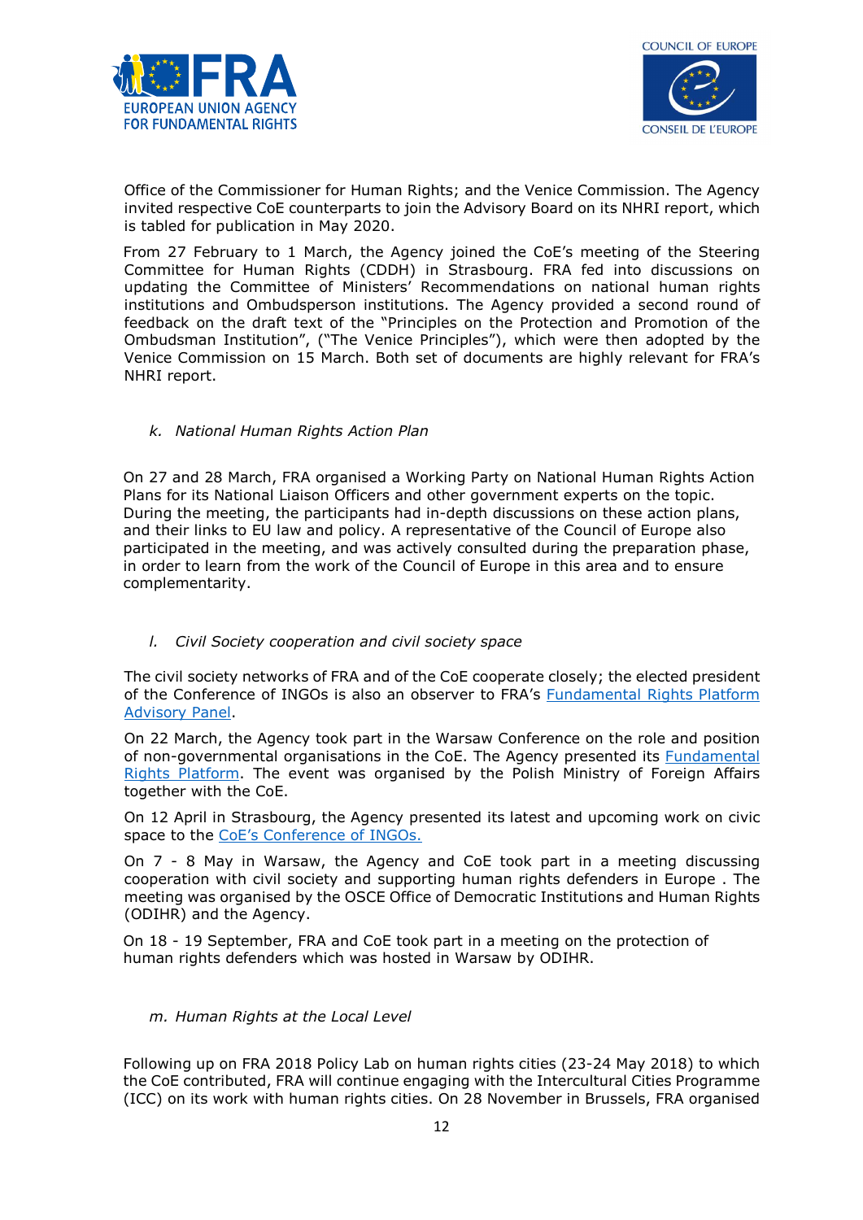Office of the Commissioner for Human Rights; and the Venice Commission. The Agency invited respective CoE counterparts to join the Advisory Board on its NHRI report, which is tabled for publication in May 2020.

From 27 February to 1 March, the Agency joined the CoE's meeting of the Steering Committee for Human Rights (CDDH) in Strasbourg. FRA fed into discussions on updating the Committee of Ministers' Recommendations on national human rights institutions and Ombudsperson institutions. The Agency provided a second round of feedback on the draft text of the "Principles on the Protection and Promotion of the Ombudsman Institution", ("The Venice Principles"), which were then adopted by the Venice Commission on 15 March. Both set of documents are highly relevant for FRA's NHRI report.

### *k. National Human Rights Action Plan*

On 27 and 28 March, FRA organised a Working Party on National Human Rights Action Plans for its National Liaison Officers and other government experts on the topic. During the meeting, the participants had in-depth discussions on these action plans, and their links to EU law and policy. A representative of the Council of Europe also participated in the meeting, and was actively consulted during the preparation phase, in order to learn from the work of the Council of Europe in this area and to ensure complementarity.

### *l. Civil Society cooperation and civil society space*

The civil society networks of FRA and of the CoE cooperate closely; the elected president of the Conference of INGOs is also an observer to FRA's Fundamental Rights Platform Advisory Panel.

On 22 March, the Agency took part in the Warsaw Conference on the role and position of non-governmental organisations in the CoE. The Agency presented its Fundamental Rights Platform. The event was organised by the Polish Ministry of Foreign Affairs together with the CoE.

On 12 April in Strasbourg, the Agency presented its latest and upcoming work on civic space to the CoE's Conference of INGOs.

On 7 - 8 May in Warsaw, the Agency and CoE took part in a meeting discussing cooperation with civil society and supporting human rights defenders in Europe . The meeting was organised by the OSCE Office of Democratic Institutions and Human Rights (ODIHR) and the Agency.

On 18 - 19 September, FRA and CoE took part in a meeting on the protection of human rights defenders which was hosted in Warsaw by ODIHR.

### *m. Human Rights at the Local Level*

Following up on FRA 2018 Policy Lab on human rights cities (23-24 May 2018) to which the CoE contributed, FRA will continue engaging with the Intercultural Cities Programme (ICC) on its work with human rights cities. On 28 November in Brussels, FRA organised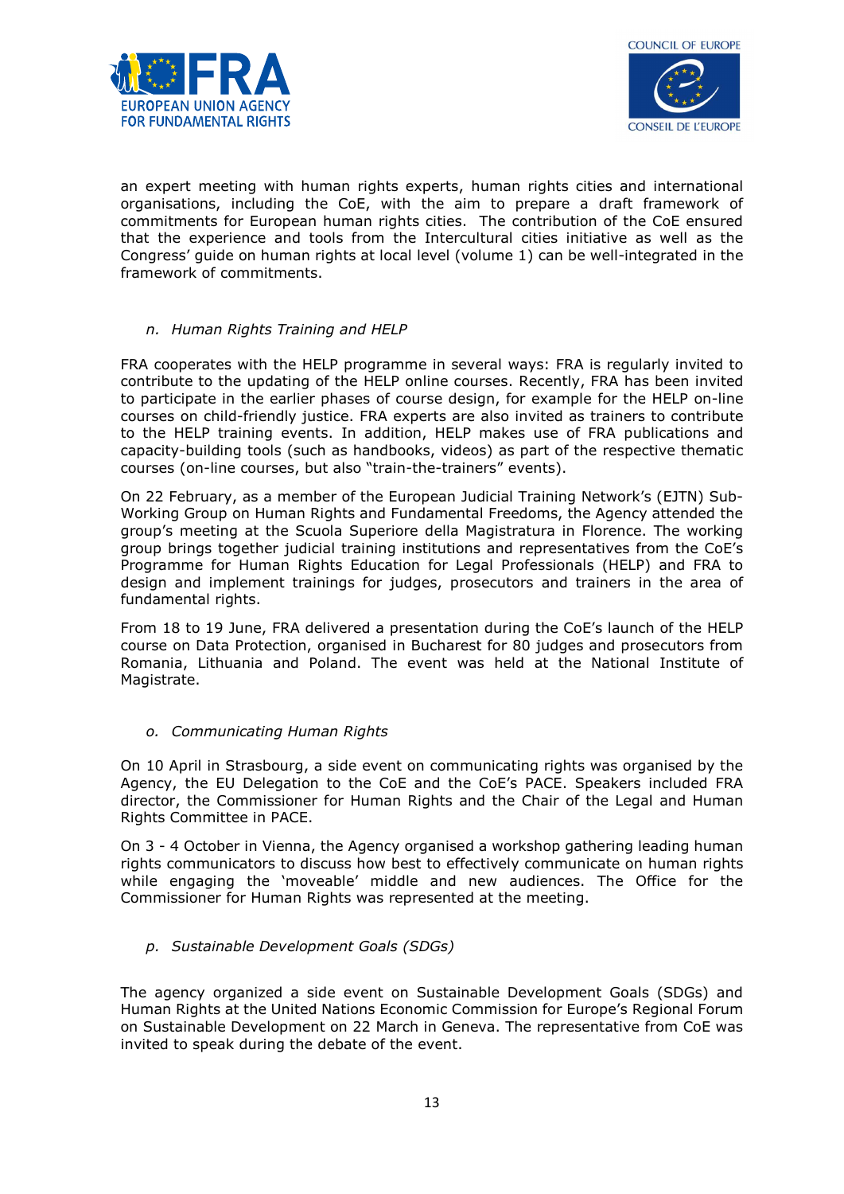an expert meeting with human rights experts, human rights cities and international organisations, including the CoE, with the aim to prepare a draft framework of commitments for European human rights cities. The contribution of the CoE ensured that the experience and tools from the Intercultural cities initiative as well as the Congress' guide on human rights at local level (volume 1) can be well-integrated in the framework of commitments.

### *n. Human Rights Training and HELP*

FRA cooperates with the HELP programme in several ways: FRA is regularly invited to contribute to the updating of the HELP online courses. Recently, FRA has been invited to participate in the earlier phases of course design, for example for the HELP on-line courses on child-friendly justice. FRA experts are also invited as trainers to contribute to the HELP training events. In addition, HELP makes use of FRA publications and capacity-building tools (such as handbooks, videos) as part of the respective thematic courses (on-line courses, but also "train-the-trainers" events).

On 22 February, as a member of the European Judicial Training Network's (EJTN) Sub-Working Group on Human Rights and Fundamental Freedoms, the Agency attended the group's meeting at the Scuola Superiore della Magistratura in Florence. The working group brings together judicial training institutions and representatives from the CoE's Programme for Human Rights Education for Legal Professionals (HELP) and FRA to design and implement trainings for judges, prosecutors and trainers in the area of fundamental rights.

From 18 to 19 June, FRA delivered a presentation during the CoE's launch of the HELP course on Data Protection, organised in Bucharest for 80 judges and prosecutors from Romania, Lithuania and Poland. The event was held at the National Institute of Magistrate.

### *o. Communicating Human Rights*

On 10 April in Strasbourg, a side event on communicating rights was organised by the Agency, the EU Delegation to the CoE and the CoE's PACE. Speakers included FRA director, the Commissioner for Human Rights and the Chair of the Legal and Human Rights Committee in PACE.

On 3 - 4 October in Vienna, the Agency organised a workshop gathering leading human rights communicators to discuss how best to effectively communicate on human rights while engaging the 'moveable' middle and new audiences. The Office for the Commissioner for Human Rights was represented at the meeting.

### *p. Sustainable Development Goals (SDGs)*

The agency organized a side event on Sustainable Development Goals (SDGs) and Human Rights at the United Nations Economic Commission for Europe's Regional Forum on Sustainable Development on 22 March in Geneva. The representative from CoE was invited to speak during the debate of the event.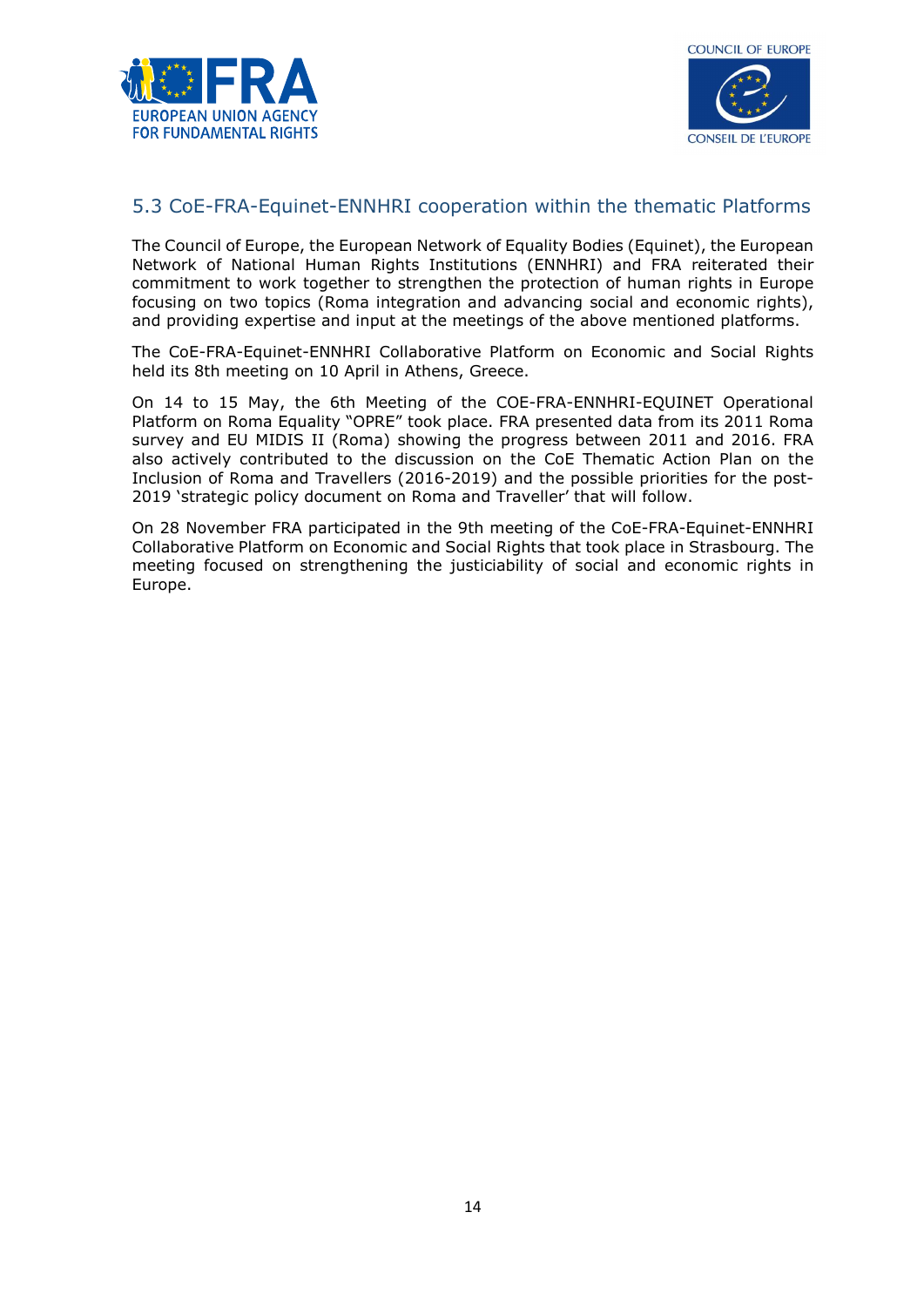## 5.3 CoE-FRA-Equinet-ENNHRI cooperation within the thematic Platforms

The Council of Europe, the European Network of Equality Bodies (Equinet), the European Network of National Human Rights Institutions (ENNHRI) and FRA reiterated their commitment to work together to strengthen the protection of human rights in Europe focusing on two topics (Roma integration and advancing social and economic rights), and providing expertise and input at the meetings of the above mentioned platforms.

The CoE-FRA-Equinet-ENNHRI Collaborative Platform on Economic and Social Rights held its 8th meeting on 10 April in Athens, Greece.

On 14 to 15 May, the 6th Meeting of the COE-FRA-ENNHRI-EQUINET Operational Platform on Roma Equality "OPRE" took place. FRA presented data from its 2011 Roma survey and EU MIDIS II (Roma) showing the progress between 2011 and 2016. FRA also actively contributed to the discussion on the CoE Thematic Action Plan on the Inclusion of Roma and Travellers (2016-2019) and the possible priorities for the post-2019 'strategic policy document on Roma and Traveller' that will follow.

On 28 November FRA participated in the 9th meeting of the CoE-FRA-Equinet-ENNHRI Collaborative Platform on Economic and Social Rights that took place in Strasbourg. The meeting focused on strengthening the justiciability of social and economic rights in Europe.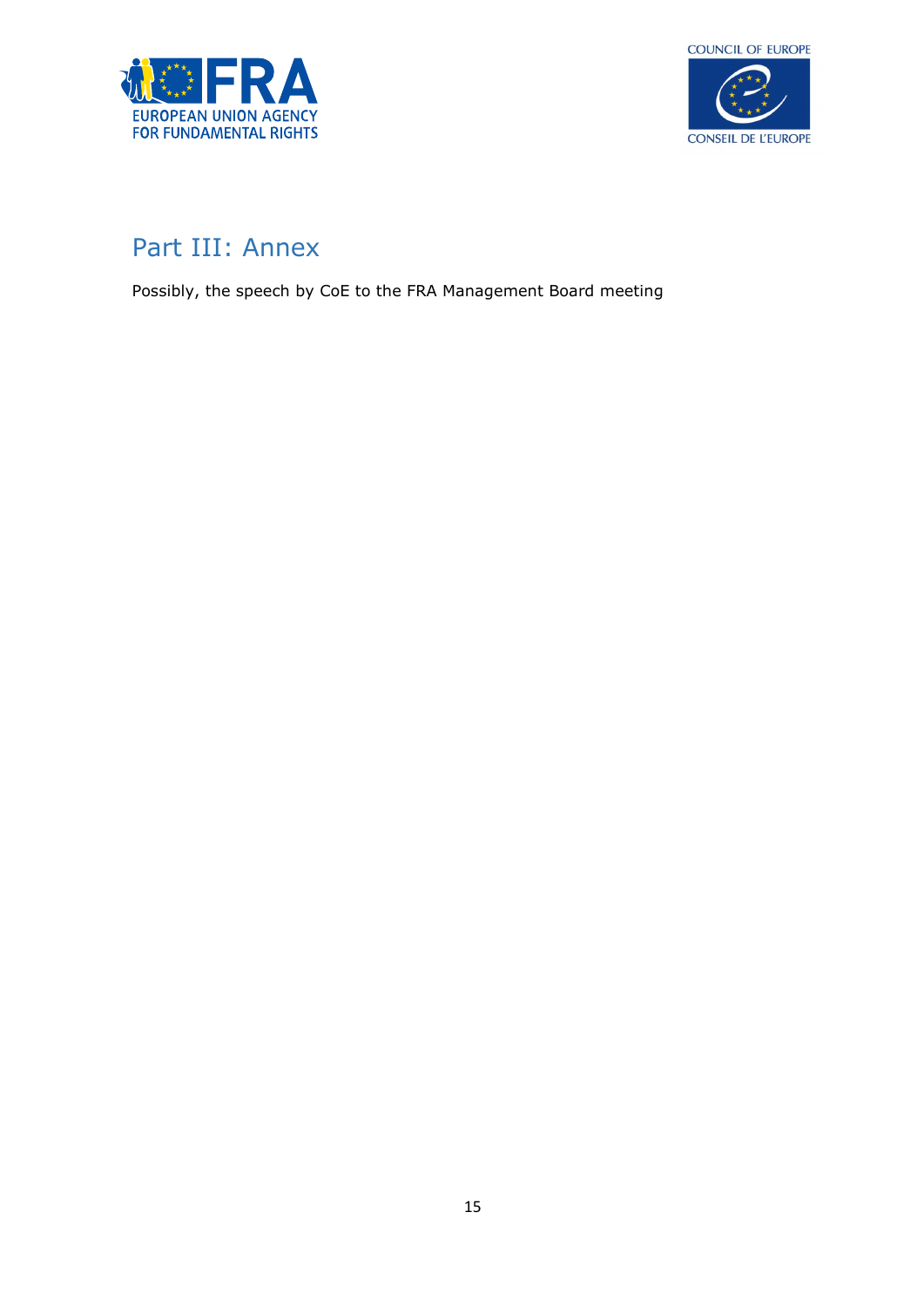# Part III: Annex

Possibly, the speech by CoE to the FRA Management Board meeting